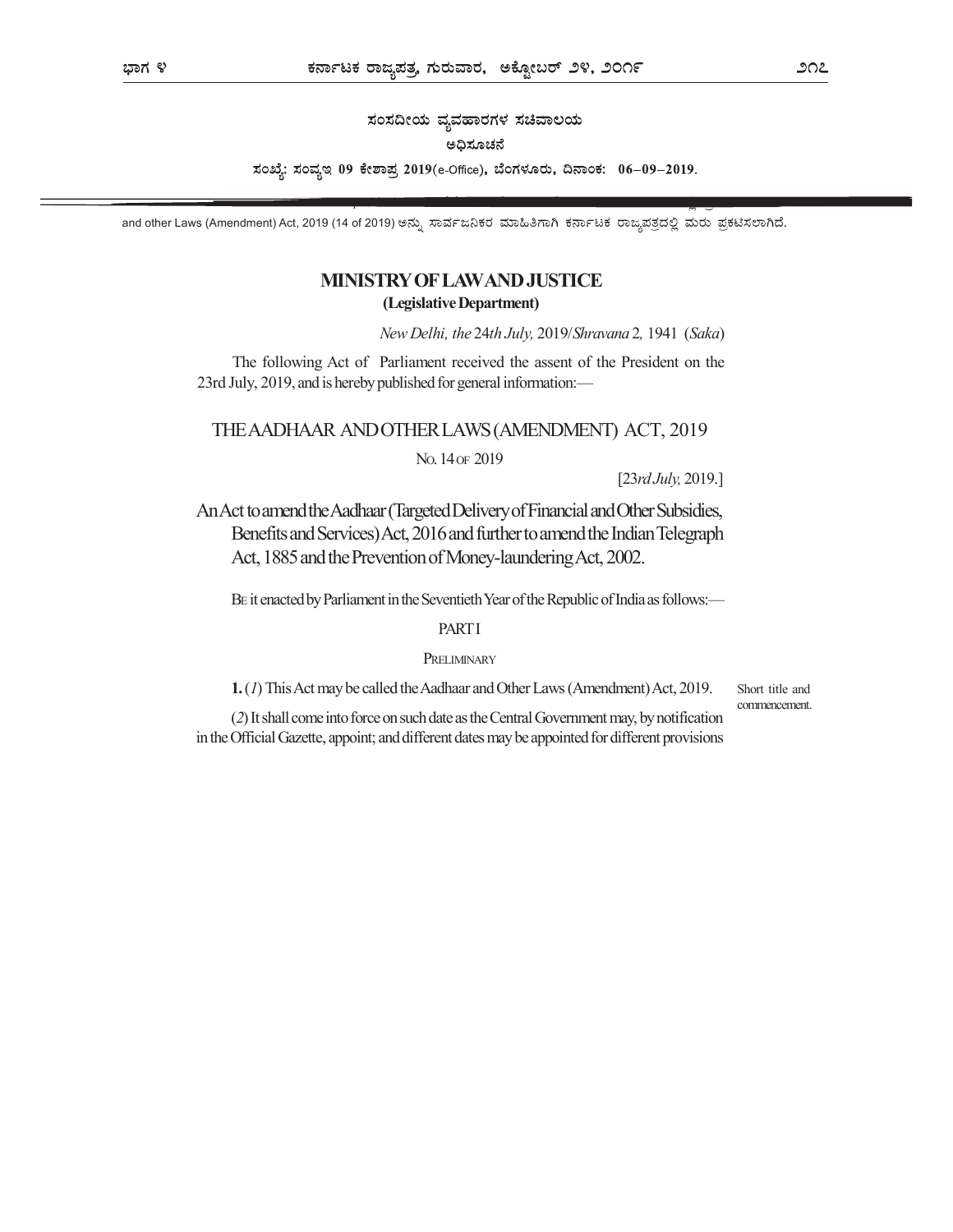ಸಂಸದೀಯ ವ್ಯವಹಾರಗಳ ಸಚಿವಾಲಯ

ಅಧಿಸೂಚನೆ

**ಸಂಖ್ಯೆ: ಸಂವ್ಯಇ 09 ಕೇಶಾಪ್ರ 2019**(e-Office)**, ಬೆಂಗಳೂರು, ದಿನಾಂಕ: 06–09–2019.**

and other Laws (Amendment) Act, 2019 (14 of 2019) ಅನ್ನು ಸಾರ್ವಜನಿಕರ ಮಾಹಿತಿಗಾಗಿ ಕರ್ನಾಟಕ ರಾಜ್ಯಪತ್ರದಲ್ಲಿ ಮರು ಪ್ರಕಟಿಸಲಾಗಿದೆ.

## MINISTRY OF LAW AND JUSTICE

**(Legislative Department)**

*New Delhi, the* 24*th July,* 2019/*Shravana* 2, 1941 (*Saka*)

The following Act of Parliament received the assent of the President on the 23rd July, 2019, and is hereby published for general information:—

# THE AADHAAR AND OTHER LAWS (AMENDMENT) ACT, 2019

No. 14 of 2019

[23*rd July,* 2019.]

An Act to amend the Aadhaar (Targeted Delivery of Financial and Other Subsidies, Benefits and Services) Act, 2016 and further to amend the Indian Telegraph Act, 1885 and the Prevention of Money-laundering Act, 2002.

Be it enacted by Parliament in the Seventieth Year of the Republic of India as follows:—

PART I

Preliminary

Short title and commencement.

**1.** (*1*) This Act may be called the Aadhaar and Other Laws (Amendment) Act, 2019.

(*2*) It shall come into force on such date as the Central Government may, by notification in the Official Gazette, appoint; and different dates may be appointed for different provisions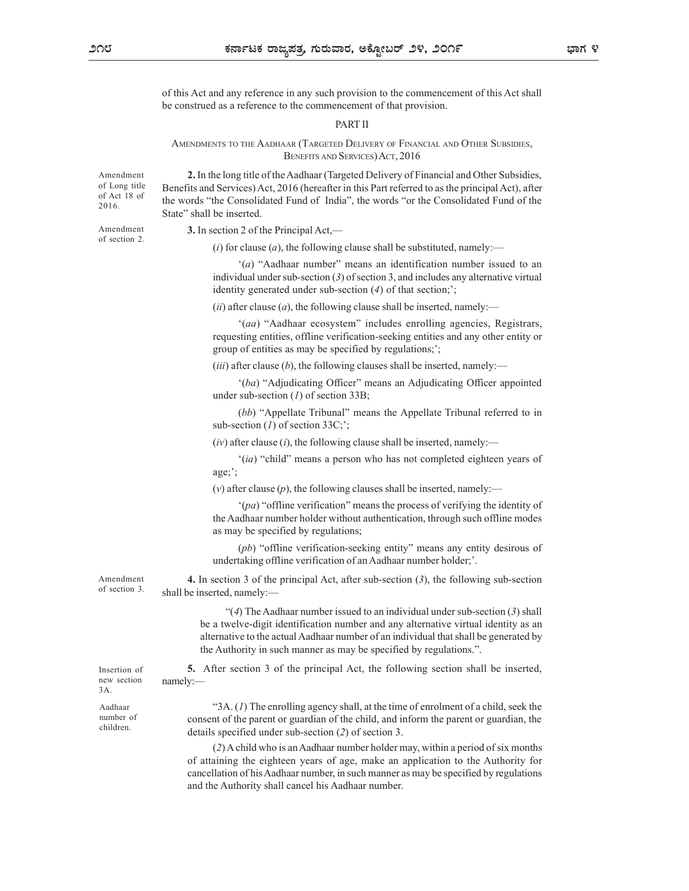of this Act and any reference in any such provision to the commencement of this Act shall be construed as a reference to the commencement of that provision.

## PART II

### AMENDMENTS TO THE AADHAAR (TARGETED DELIVERY OF FINANCIAL AND OTHER SUBSIDIES, BENEFITS AND SERVICES) ACT, 2016

Amendment of Long title of Act 18 of 2016.

**2.** In the long title of the Aadhaar (Targeted Delivery of Financial and Other Subsidies, Benefits and Services) Act, 2016 (hereafter in this Part referred to as the principal Act), after the words "the Consolidated Fund of India", the words "or the Consolidated Fund of the State" shall be inserted.

Amendment of section 2.

**3.** In section 2 of the Principal Act,—

(*i*) for clause (*a*), the following clause shall be substituted, namely:—

'(*a*) "Aadhaar number" means an identification number issued to an individual under sub-section (*3*) of section 3, and includes any alternative virtual identity generated under sub-section (*4*) of that section;';

(*ii*) after clause (*a*), the following clause shall be inserted, namely:—

'(*aa*) "Aadhaar ecosystem" includes enrolling agencies, Registrars, requesting entities, offline verification-seeking entities and any other entity or group of entities as may be specified by regulations;';

(*iii*) after clause (*b*), the following clauses shall be inserted, namely:—

'(*ba*) "Adjudicating Officer" means an Adjudicating Officer appointed under sub-section (*1*) of section 33B;

(*bb*) "Appellate Tribunal" means the Appellate Tribunal referred to in sub-section (*1*) of section 33C;';

(*iv*) after clause (*i*), the following clause shall be inserted, namely:—

'(*ia*) "child" means a person who has not completed eighteen years of age;';

(*v*) after clause (*p*), the following clauses shall be inserted, namely:—

'(*pa*) "offline verification" means the process of verifying the identity of the Aadhaar number holder without authentication, through such offline modes as may be specified by regulations;

(*pb*) "offline verification-seeking entity" means any entity desirous of undertaking offline verification of an Aadhaar number holder;'.

Amendment of section 3.

**4.** In section 3 of the principal Act, after sub-section (*3*), the following sub-section shall be inserted, namely:—

"(*4*) The Aadhaar number issued to an individual under sub-section (*3*) shall be a twelve-digit identification number and any alternative virtual identity as an alternative to the actual Aadhaar number of an individual that shall be generated by the Authority in such manner as may be specified by regulations.".

Insertion of new section 3A.

**5.** After section 3 of the principal Act, the following section shall be inserted, namely:—

Aadhaar number of children.

"3A. (*1*) The enrolling agency shall, at the time of enrolment of a child, seek the consent of the parent or guardian of the child, and inform the parent or guardian, the details specified under sub-section (*2*) of section 3.

(*2*) A child who is an Aadhaar number holder may, within a period of six months of attaining the eighteen years of age, make an application to the Authority for cancellation of his Aadhaar number, in such manner as may be specified by regulations and the Authority shall cancel his Aadhaar number.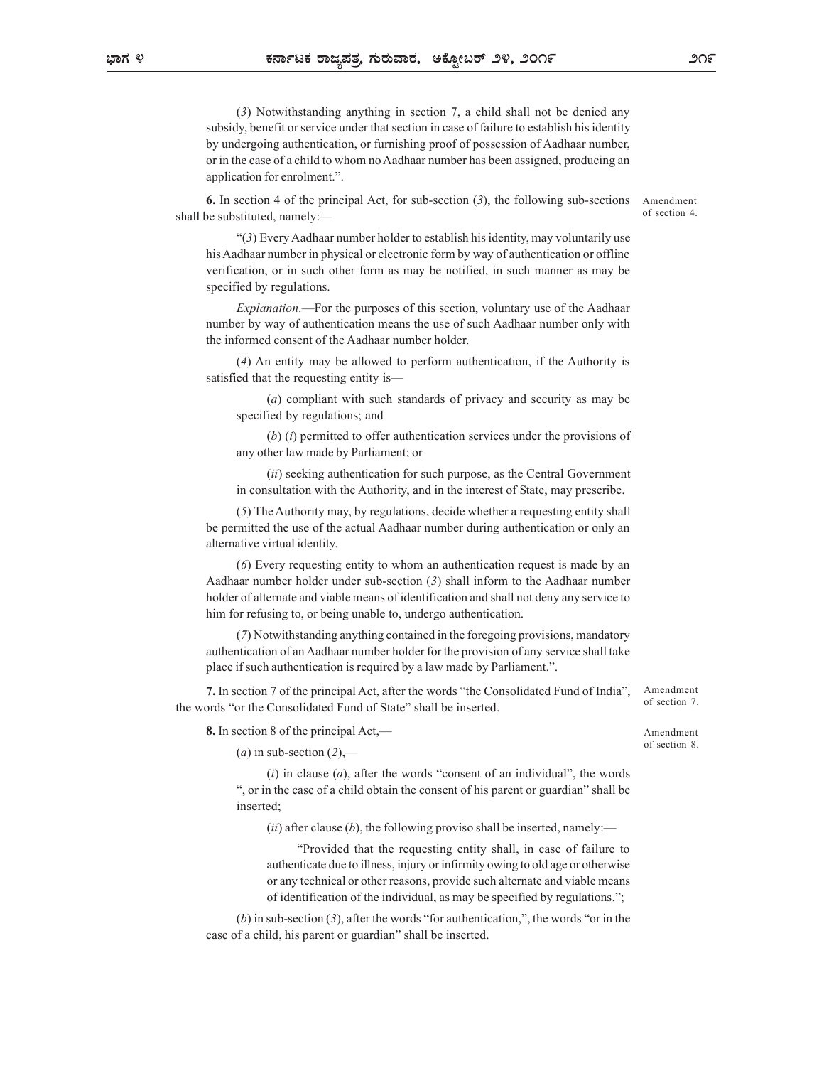(*3*) Notwithstanding anything in section 7, a child shall not be denied any subsidy, benefit or service under that section in case of failure to establish his identity by undergoing authentication, or furnishing proof of possession of Aadhaar number, or in the case of a child to whom no Aadhaar number has been assigned, producing an application for enrolment.".

Amendment of section 4.

**6.** In section 4 of the principal Act, for sub-section (*3*), the following sub-sections shall be substituted, namely:—

"(*3*) Every Aadhaar number holder to establish his identity, may voluntarily use his Aadhaar number in physical or electronic form by way of authentication or offline verification, or in such other form as may be notified, in such manner as may be specified by regulations.

*Explanation*.—For the purposes of this section, voluntary use of the Aadhaar number by way of authentication means the use of such Aadhaar number only with the informed consent of the Aadhaar number holder.

(*4*) An entity may be allowed to perform authentication, if the Authority is satisfied that the requesting entity is—

(*a*) compliant with such standards of privacy and security as may be specified by regulations; and

(*b*) (*i*) permitted to offer authentication services under the provisions of any other law made by Parliament; or

(*ii*) seeking authentication for such purpose, as the Central Government in consultation with the Authority, and in the interest of State, may prescribe.

(*5*) The Authority may, by regulations, decide whether a requesting entity shall be permitted the use of the actual Aadhaar number during authentication or only an alternative virtual identity.

(*6*) Every requesting entity to whom an authentication request is made by an Aadhaar number holder under sub-section (*3*) shall inform to the Aadhaar number holder of alternate and viable means of identification and shall not deny any service to him for refusing to, or being unable to, undergo authentication.

(*7*) Notwithstanding anything contained in the foregoing provisions, mandatory authentication of an Aadhaar number holder for the provision of any service shall take place if such authentication is required by a law made by Parliament.".

Amendment of section 7.

**7.** In section 7 of the principal Act, after the words "the Consolidated Fund of India", the words "or the Consolidated Fund of State" shall be inserted.

Amendment of section 8.

**8.** In section 8 of the principal Act,—

(*a*) in sub-section (*2*),—

(*i*) in clause (*a*), after the words "consent of an individual", the words ", or in the case of a child obtain the consent of his parent or guardian" shall be inserted;

(*ii*) after clause (*b*), the following proviso shall be inserted, namely:—

"Provided that the requesting entity shall, in case of failure to authenticate due to illness, injury or infirmity owing to old age or otherwise or any technical or other reasons, provide such alternate and viable means of identification of the individual, as may be specified by regulations.";

(*b*) in sub-section (*3*), after the words "for authentication,", the words "or in the case of a child, his parent or guardian" shall be inserted.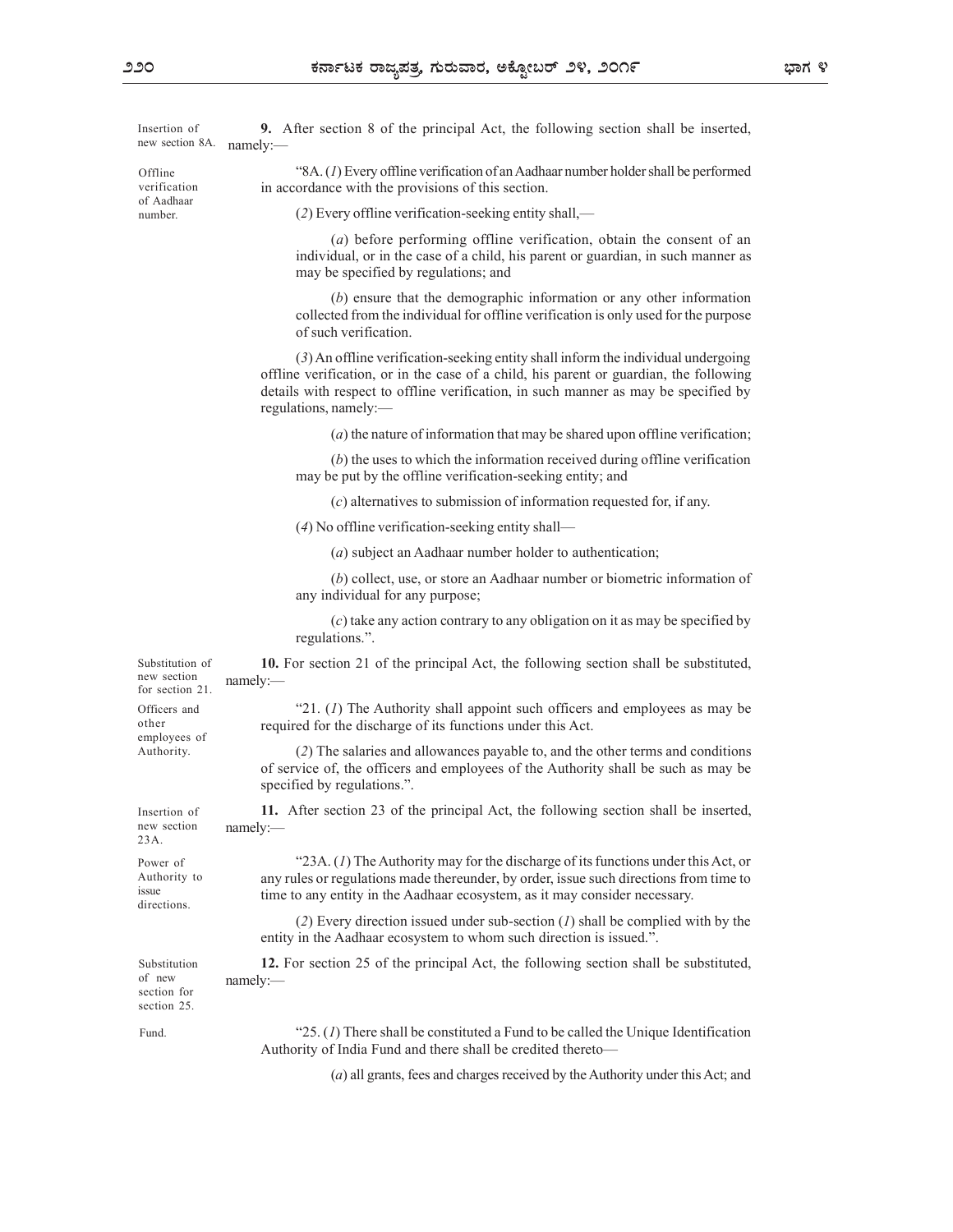Insertion of new section 8A.

**9.** After section 8 of the principal Act, the following section shall be inserted, namely:—

Offline verification of Aadhaar number.

"8A. (*1*) Every offline verification of an Aadhaar number holder shall be performed in accordance with the provisions of this section.

(*2*) Every offline verification-seeking entity shall,—

(*a*) before performing offline verification, obtain the consent of an individual, or in the case of a child, his parent or guardian, in such manner as may be specified by regulations; and

(*b*) ensure that the demographic information or any other information collected from the individual for offline verification is only used for the purpose of such verification.

(*3*) An offline verification-seeking entity shall inform the individual undergoing offline verification, or in the case of a child, his parent or guardian, the following details with respect to offline verification, in such manner as may be specified by regulations, namely:—

(*a*) the nature of information that may be shared upon offline verification;

(*b*) the uses to which the information received during offline verification may be put by the offline verification-seeking entity; and

(*c*) alternatives to submission of information requested for, if any.

(*4*) No offline verification-seeking entity shall—

(*a*) subject an Aadhaar number holder to authentication;

(*b*) collect, use, or store an Aadhaar number or biometric information of any individual for any purpose;

(*c*) take any action contrary to any obligation on it as may be specified by regulations.".

Substitution of new section for section 21.

**10.** For section 21 of the principal Act, the following section shall be substituted, namely:—

Officers and other employees of Authority.

"21. (*1*) The Authority shall appoint such officers and employees as may be required for the discharge of its functions under this Act.

(*2*) The salaries and allowances payable to, and the other terms and conditions of service of, the officers and employees of the Authority shall be such as may be specified by regulations.".

Insertion of new section 23A.

**11.** After section 23 of the principal Act, the following section shall be inserted, namely:—

Power of Authority to issue directions.

"23A. (*1*) The Authority may for the discharge of its functions under this Act, or any rules or regulations made thereunder, by order, issue such directions from time to time to any entity in the Aadhaar ecosystem, as it may consider necessary.

(*2*) Every direction issued under sub-section (*1*) shall be complied with by the entity in the Aadhaar ecosystem to whom such direction is issued.".

Substitution of new section for section 25.

**12.** For section 25 of the principal Act, the following section shall be substituted, namely:—

Fund.

"25. (*1*) There shall be constituted a Fund to be called the Unique Identification Authority of India Fund and there shall be credited thereto—

(*a*) all grants, fees and charges received by the Authority under this Act; and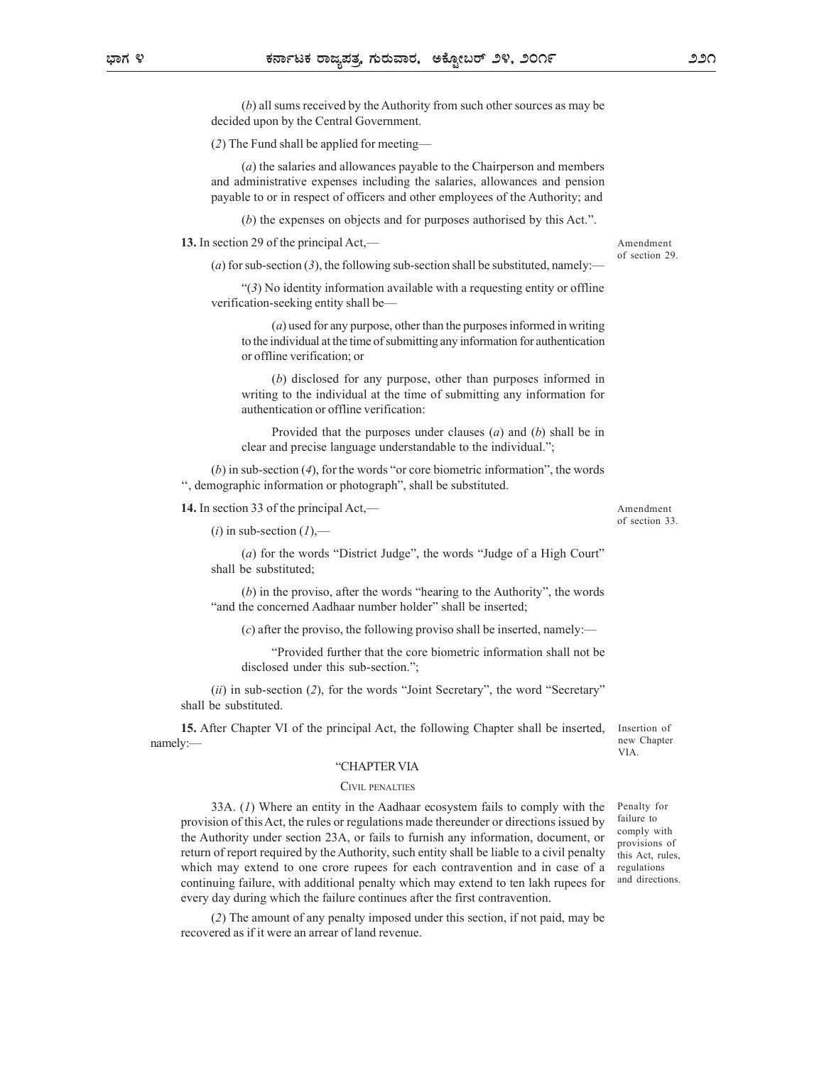(*b*) all sums received by the Authority from such other sources as may be decided upon by the Central Government.

(*2*) The Fund shall be applied for meeting—

(*a*) the salaries and allowances payable to the Chairperson and members and administrative expenses including the salaries, allowances and pension payable to or in respect of officers and other employees of the Authority; and

(*b*) the expenses on objects and for purposes authorised by this Act.".

Amendment of section 29.

**13.** In section 29 of the principal Act,—

(*a*) for sub-section (*3*), the following sub-section shall be substituted, namely:—

"(*3*) No identity information available with a requesting entity or offline verification-seeking entity shall be—

(*a*) used for any purpose, other than the purposes informed in writing to the individual at the time of submitting any information for authentication or offline verification; or

(*b*) disclosed for any purpose, other than purposes informed in writing to the individual at the time of submitting any information for authentication or offline verification:

Provided that the purposes under clauses (*a*) and (*b*) shall be in clear and precise language understandable to the individual.";

(*b*) in sub-section (*4*), for the words "or core biometric information", the words ", demographic information or photograph", shall be substituted.

Amendment of section 33.

**14.** In section 33 of the principal Act,—

(*i*) in sub-section (*1*),—

(*a*) for the words "District Judge", the words "Judge of a High Court" shall be substituted;

(*b*) in the proviso, after the words "hearing to the Authority", the words "and the concerned Aadhaar number holder" shall be inserted;

(*c*) after the proviso, the following proviso shall be inserted, namely:—

"Provided further that the core biometric information shall not be disclosed under this sub-section.";

(*ii*) in sub-section (*2*), for the words "Joint Secretary", the word "Secretary" shall be substituted.

Insertion of new Chapter VIA.

**15.** After Chapter VI of the principal Act, the following Chapter shall be inserted, namely:—

"CHAPTER VIA

CIVIL PENALTIES

Penalty for failure to comply with provisions of this Act, rules, regulations and directions.

33A. (*1*) Where an entity in the Aadhaar ecosystem fails to comply with the provision of this Act, the rules or regulations made thereunder or directions issued by the Authority under section 23A, or fails to furnish any information, document, or return of report required by the Authority, such entity shall be liable to a civil penalty which may extend to one crore rupees for each contravention and in case of a continuing failure, with additional penalty which may extend to ten lakh rupees for every day during which the failure continues after the first contravention.

(*2*) The amount of any penalty imposed under this section, if not paid, may be recovered as if it were an arrear of land revenue.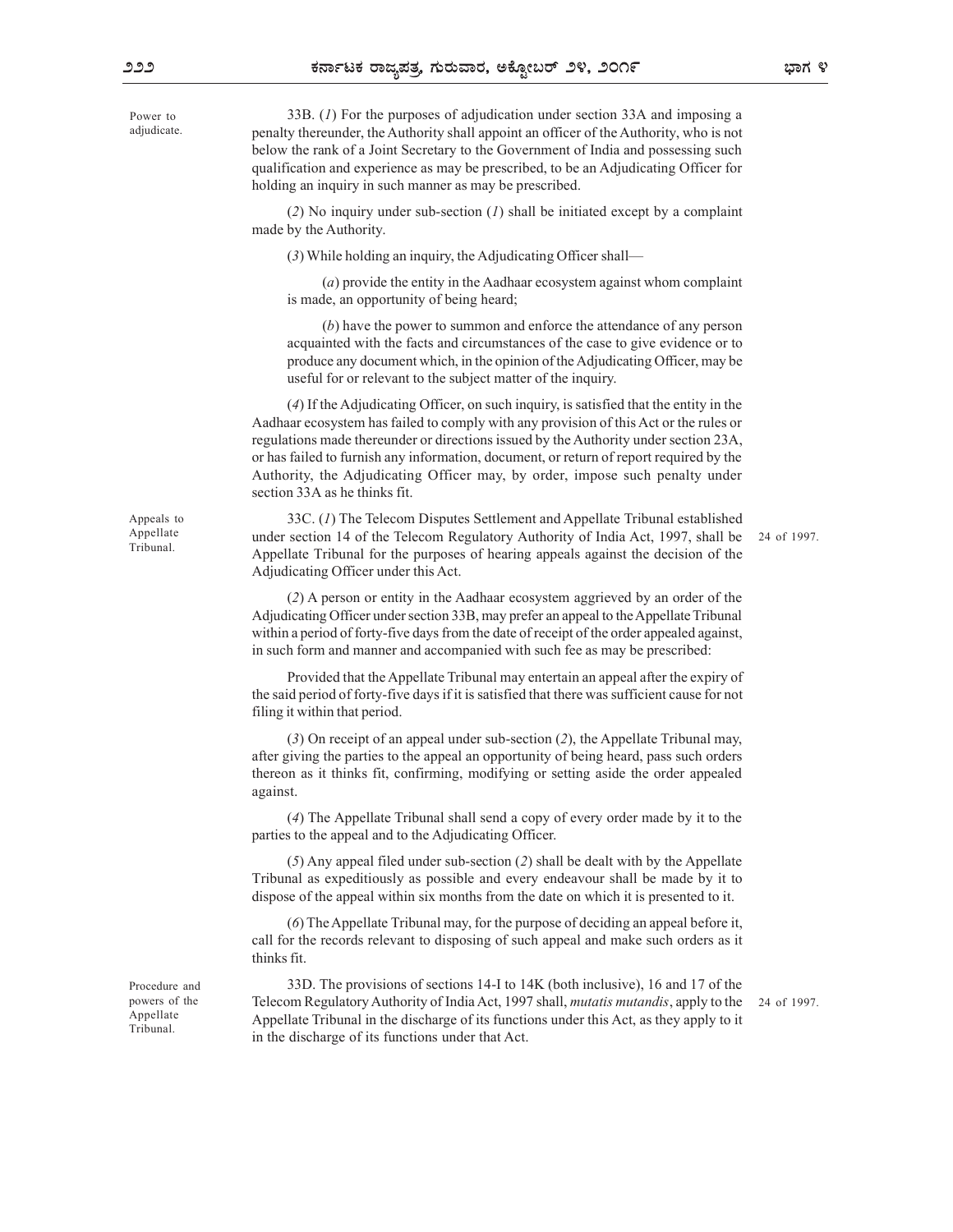Power to adjudicate.

33B. (*1*) For the purposes of adjudication under section 33A and imposing a penalty thereunder, the Authority shall appoint an officer of the Authority, who is not below the rank of a Joint Secretary to the Government of India and possessing such qualification and experience as may be prescribed, to be an Adjudicating Officer for holding an inquiry in such manner as may be prescribed.

(*2*) No inquiry under sub-section (*1*) shall be initiated except by a complaint made by the Authority.

(*3*) While holding an inquiry, the Adjudicating Officer shall—

(*a*) provide the entity in the Aadhaar ecosystem against whom complaint is made, an opportunity of being heard;

(*b*) have the power to summon and enforce the attendance of any person acquainted with the facts and circumstances of the case to give evidence or to produce any document which, in the opinion of the Adjudicating Officer, may be useful for or relevant to the subject matter of the inquiry.

(*4*) If the Adjudicating Officer, on such inquiry, is satisfied that the entity in the Aadhaar ecosystem has failed to comply with any provision of this Act or the rules or regulations made thereunder or directions issued by the Authority under section 23A, or has failed to furnish any information, document, or return of report required by the Authority, the Adjudicating Officer may, by order, impose such penalty under section 33A as he thinks fit.

Appeals to Appellate Tribunal.

33C. (*1*) The Telecom Disputes Settlement and Appellate Tribunal established under section 14 of the Telecom Regulatory Authority of India Act, 1997, shall be Appellate Tribunal for the purposes of hearing appeals against the decision of the Adjudicating Officer under this Act. (24 of 1997.)

(*2*) A person or entity in the Aadhaar ecosystem aggrieved by an order of the Adjudicating Officer under section 33B, may prefer an appeal to the Appellate Tribunal within a period of forty-five days from the date of receipt of the order appealed against, in such form and manner and accompanied with such fee as may be prescribed:

Provided that the Appellate Tribunal may entertain an appeal after the expiry of the said period of forty-five days if it is satisfied that there was sufficient cause for not filing it within that period.

(*3*) On receipt of an appeal under sub-section (*2*), the Appellate Tribunal may, after giving the parties to the appeal an opportunity of being heard, pass such orders thereon as it thinks fit, confirming, modifying or setting aside the order appealed against.

(*4*) The Appellate Tribunal shall send a copy of every order made by it to the parties to the appeal and to the Adjudicating Officer.

(*5*) Any appeal filed under sub-section (*2*) shall be dealt with by the Appellate Tribunal as expeditiously as possible and every endeavour shall be made by it to dispose of the appeal within six months from the date on which it is presented to it.

(*6*) The Appellate Tribunal may, for the purpose of deciding an appeal before it, call for the records relevant to disposing of such appeal and make such orders as it thinks fit.

Procedure and powers of the Appellate Tribunal.

33D. The provisions of sections 14-I to 14K (both inclusive), 16 and 17 of the Telecom Regulatory Authority of India Act, 1997 shall, *mutatis mutandis*, apply to the Appellate Tribunal in the discharge of its functions under this Act, as they apply to it in the discharge of its functions under that Act. (24 of 1997.)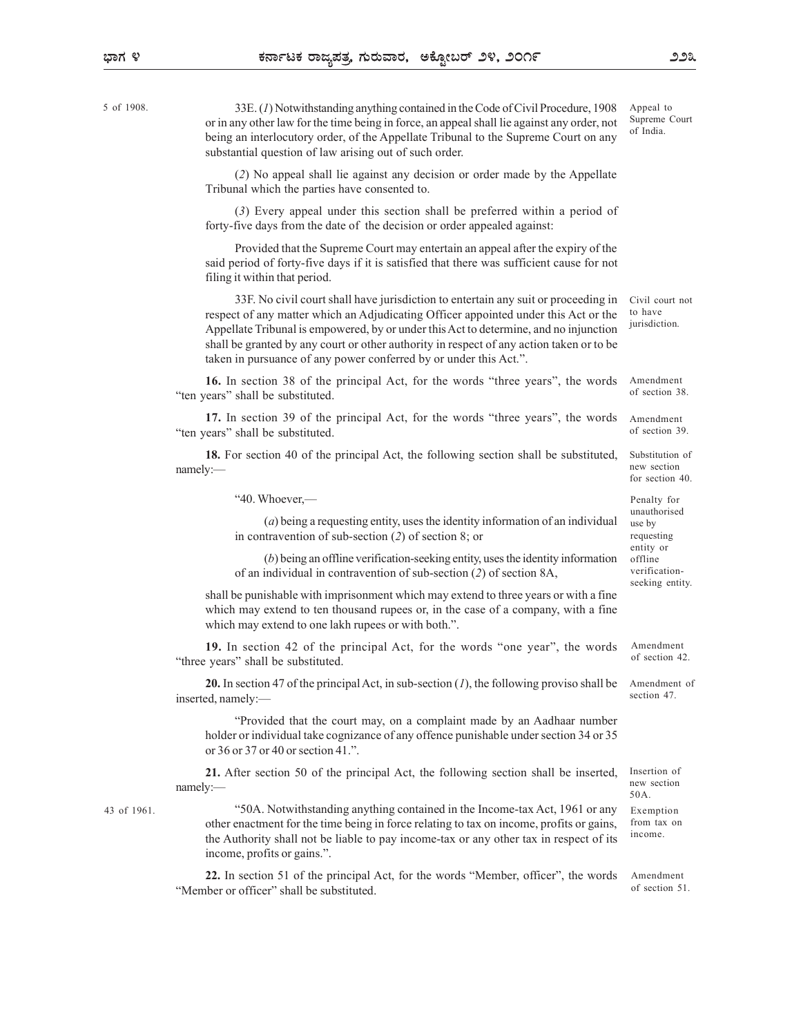33E. (*1*) Notwithstanding anything contained in the Code of Civil Procedure, 1908 or in any other law for the time being in force, an appeal shall lie against any order, not being an interlocutory order, of the Appellate Tribunal to the Supreme Court on any substantial question of law arising out of such order.

5 of 1908.

Appeal to Supreme Court of India.

(*2*) No appeal shall lie against any decision or order made by the Appellate Tribunal which the parties have consented to.

(*3*) Every appeal under this section shall be preferred within a period of forty-five days from the date of the decision or order appealed against:

Provided that the Supreme Court may entertain an appeal after the expiry of the said period of forty-five days if it is satisfied that there was sufficient cause for not filing it within that period.

Civil court not to have jurisdiction.

33F. No civil court shall have jurisdiction to entertain any suit or proceeding in respect of any matter which an Adjudicating Officer appointed under this Act or the Appellate Tribunal is empowered, by or under this Act to determine, and no injunction shall be granted by any court or other authority in respect of any action taken or to be taken in pursuance of any power conferred by or under this Act.".

Amendment of section 38.

**16.** In section 38 of the principal Act, for the words "three years", the words "ten years" shall be substituted.

Amendment of section 39.

**17.** In section 39 of the principal Act, for the words "three years", the words "ten years" shall be substituted.

Substitution of new section for section 40.

**18.** For section 40 of the principal Act, the following section shall be substituted, namely:—

Penalty for unauthorised use by requesting entity or offline verification-seeking entity.

"40. Whoever,—

(*a*) being a requesting entity, uses the identity information of an individual in contravention of sub-section (*2*) of section 8; or

(*b*) being an offline verification-seeking entity, uses the identity information of an individual in contravention of sub-section (*2*) of section 8A,

shall be punishable with imprisonment which may extend to three years or with a fine which may extend to ten thousand rupees or, in the case of a company, with a fine which may extend to one lakh rupees or with both.".

Amendment of section 42.

**19.** In section 42 of the principal Act, for the words "one year", the words "three years" shall be substituted.

Amendment of section 47.

**20.** In section 47 of the principal Act, in sub-section (*1*), the following proviso shall be inserted, namely:—

"Provided that the court may, on a complaint made by an Aadhaar number holder or individual take cognizance of any offence punishable under section 34 or 35 or 36 or 37 or 40 or section 41.".

Insertion of new section 50A.

**21.** After section 50 of the principal Act, the following section shall be inserted, namely:—

43 of 1961.

Exemption from tax on income.

"50A. Notwithstanding anything contained in the Income-tax Act, 1961 or any other enactment for the time being in force relating to tax on income, profits or gains, the Authority shall not be liable to pay income-tax or any other tax in respect of its income, profits or gains.".

Amendment of section 51.

**22.** In section 51 of the principal Act, for the words "Member, officer", the words "Member or officer" shall be substituted.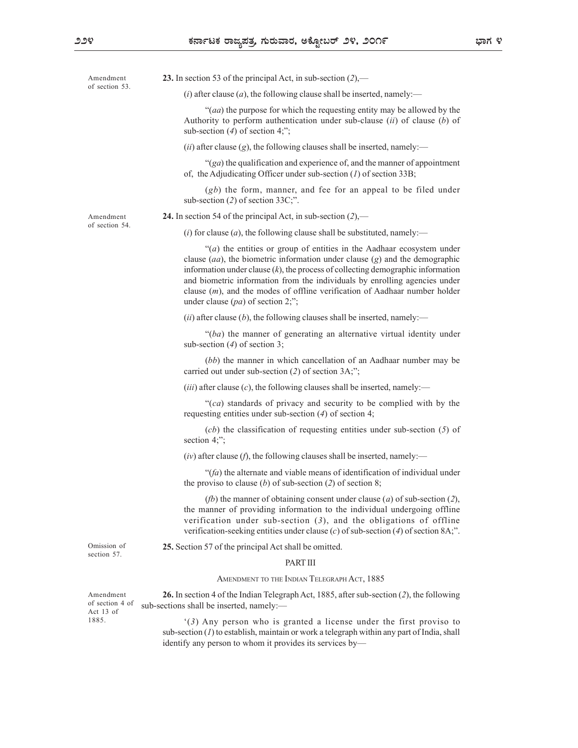Amendment of section 53.

**23.** In section 53 of the principal Act, in sub-section (*2*),—

(*i*) after clause (*a*), the following clause shall be inserted, namely:—

"(*aa*) the purpose for which the requesting entity may be allowed by the Authority to perform authentication under sub-clause (*ii*) of clause (*b*) of sub-section (*4*) of section 4;";

(*ii*) after clause (*g*), the following clauses shall be inserted, namely:—

"(*ga*) the qualification and experience of, and the manner of appointment of, the Adjudicating Officer under sub-section (*1*) of section 33B;

(*gb*) the form, manner, and fee for an appeal to be filed under sub-section (*2*) of section 33C;".

Amendment of section 54.

**24.** In section 54 of the principal Act, in sub-section (*2*),—

(*i*) for clause (*a*), the following clause shall be substituted, namely:—

"(*a*) the entities or group of entities in the Aadhaar ecosystem under clause (*aa*), the biometric information under clause (*g*) and the demographic information under clause (*k*), the process of collecting demographic information and biometric information from the individuals by enrolling agencies under clause (*m*), and the modes of offline verification of Aadhaar number holder under clause (*pa*) of section 2;";

(*ii*) after clause (*b*), the following clauses shall be inserted, namely:—

"(*ba*) the manner of generating an alternative virtual identity under sub-section (*4*) of section 3;

(*bb*) the manner in which cancellation of an Aadhaar number may be carried out under sub-section (*2*) of section 3A;";

(*iii*) after clause (*c*), the following clauses shall be inserted, namely:—

"(*ca*) standards of privacy and security to be complied with by the requesting entities under sub-section (*4*) of section 4;

(*cb*) the classification of requesting entities under sub-section (*5*) of section 4;";

(*iv*) after clause (*f*), the following clauses shall be inserted, namely:—

"(*fa*) the alternate and viable means of identification of individual under the proviso to clause (*b*) of sub-section (*2*) of section 8;

(*fb*) the manner of obtaining consent under clause (*a*) of sub-section (*2*), the manner of providing information to the individual undergoing offline verification under sub-section (*3*), and the obligations of offline verification-seeking entities under clause (*c*) of sub-section (*4*) of section 8A;".

Omission of section 57.

**25.** Section 57 of the principal Act shall be omitted.

## PART III

### AMENDMENT TO THE INDIAN TELEGRAPH ACT, 1885

Amendment of section 4 of Act 13 of 1885.

**26.** In section 4 of the Indian Telegraph Act, 1885, after sub-section (*2*), the following sub-sections shall be inserted, namely:—

'(*3*) Any person who is granted a license under the first proviso to sub-section (*1*) to establish, maintain or work a telegraph within any part of India, shall identify any person to whom it provides its services by—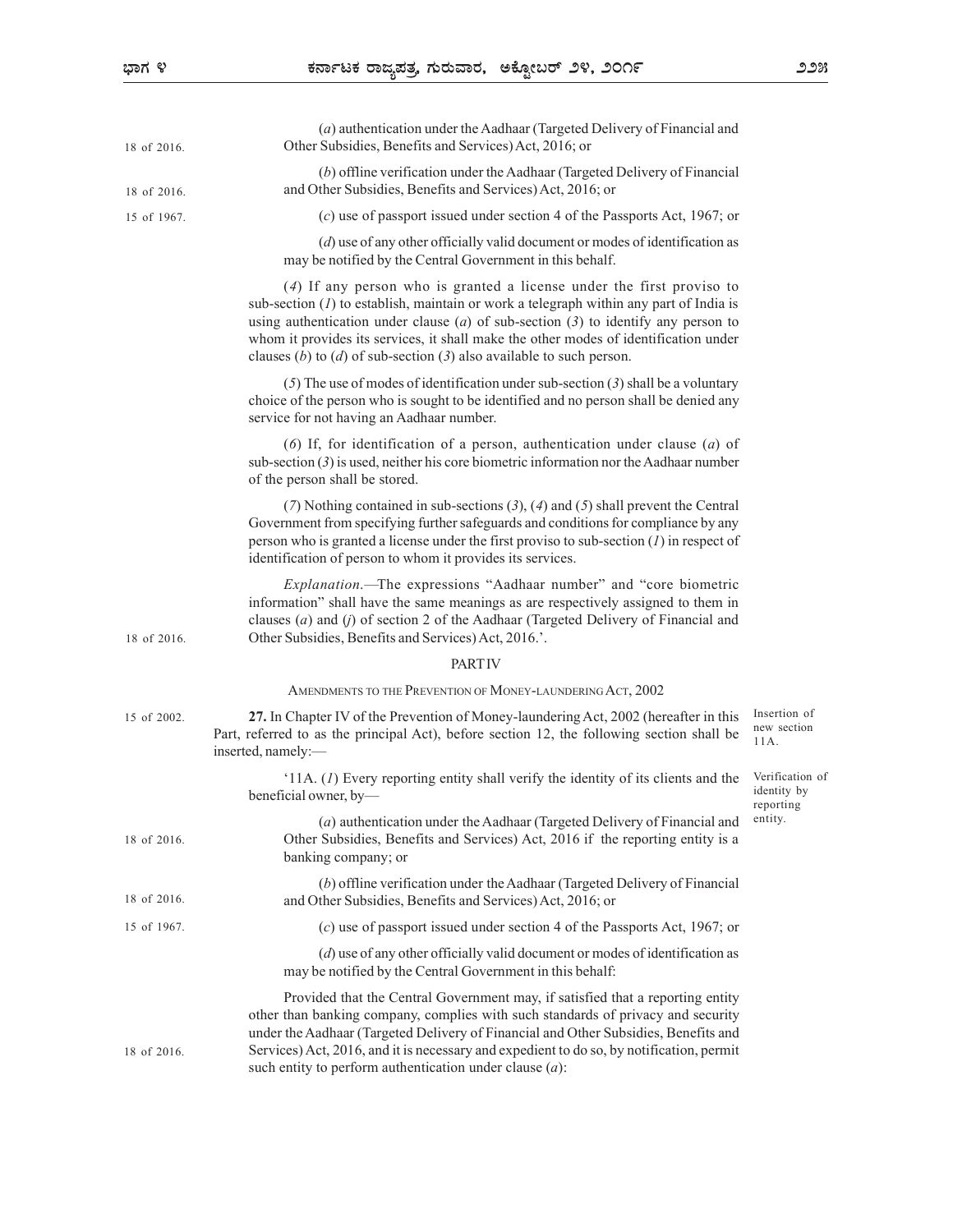18 of 2016. (*a*) authentication under the Aadhaar (Targeted Delivery of Financial and Other Subsidies, Benefits and Services) Act, 2016; or

18 of 2016. (*b*) offline verification under the Aadhaar (Targeted Delivery of Financial and Other Subsidies, Benefits and Services) Act, 2016; or

15 of 1967. (*c*) use of passport issued under section 4 of the Passports Act, 1967; or

(*d*) use of any other officially valid document or modes of identification as may be notified by the Central Government in this behalf.

(*4*) If any person who is granted a license under the first proviso to sub-section (*1*) to establish, maintain or work a telegraph within any part of India is using authentication under clause (*a*) of sub-section (*3*) to identify any person to whom it provides its services, it shall make the other modes of identification under clauses (*b*) to (*d*) of sub-section (*3*) also available to such person.

(*5*) The use of modes of identification under sub-section (*3*) shall be a voluntary choice of the person who is sought to be identified and no person shall be denied any service for not having an Aadhaar number.

(*6*) If, for identification of a person, authentication under clause (*a*) of sub-section (*3*) is used, neither his core biometric information nor the Aadhaar number of the person shall be stored.

(*7*) Nothing contained in sub-sections (*3*), (*4*) and (*5*) shall prevent the Central Government from specifying further safeguards and conditions for compliance by any person who is granted a license under the first proviso to sub-section (*1*) in respect of identification of person to whom it provides its services.

*Explanation*.—The expressions "Aadhaar number" and "core biometric information" shall have the same meanings as are respectively assigned to them in clauses (*a*) and (*j*) of section 2 of the Aadhaar (Targeted Delivery of Financial and Other Subsidies, Benefits and Services) Act, 2016.'. 18 of 2016.

## PART IV

### AMENDMENTS TO THE PREVENTION OF MONEY-LAUNDERING ACT, 2002

15 of 2002. **27.** In Chapter IV of the Prevention of Money-laundering Act, 2002 (hereafter in this Part, referred to as the principal Act), before section 12, the following section shall be inserted, namely:— *Insertion of new section 11A.*

'11A. (*1*) Every reporting entity shall verify the identity of its clients and the beneficial owner, by— *Verification of identity by reporting entity.*

18 of 2016. (*a*) authentication under the Aadhaar (Targeted Delivery of Financial and Other Subsidies, Benefits and Services) Act, 2016 if the reporting entity is a banking company; or

18 of 2016. (*b*) offline verification under the Aadhaar (Targeted Delivery of Financial and Other Subsidies, Benefits and Services) Act, 2016; or

15 of 1967. (*c*) use of passport issued under section 4 of the Passports Act, 1967; or

(*d*) use of any other officially valid document or modes of identification as may be notified by the Central Government in this behalf:

Provided that the Central Government may, if satisfied that a reporting entity other than banking company, complies with such standards of privacy and security under the Aadhaar (Targeted Delivery of Financial and Other Subsidies, Benefits and Services) Act, 2016, and it is necessary and expedient to do so, by notification, permit such entity to perform authentication under clause (*a*): 18 of 2016.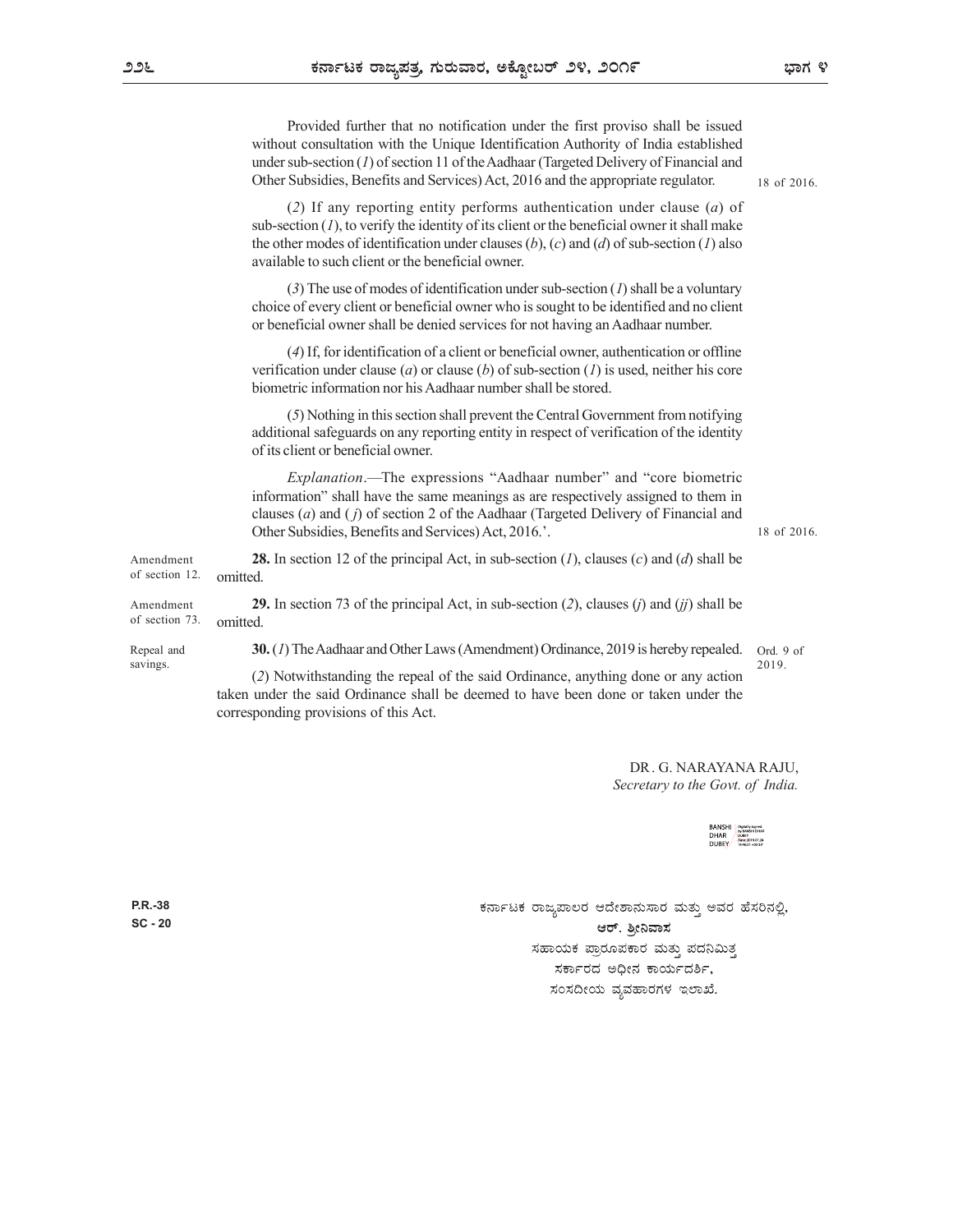Provided further that no notification under the first proviso shall be issued without consultation with the Unique Identification Authority of India established under sub-section (*1*) of section 11 of the Aadhaar (Targeted Delivery of Financial and Other Subsidies, Benefits and Services) Act, 2016 and the appropriate regulator. 18 of 2016.

(*2*) If any reporting entity performs authentication under clause (*a*) of sub-section (*1*), to verify the identity of its client or the beneficial owner it shall make the other modes of identification under clauses (*b*), (*c*) and (*d*) of sub-section (*1*) also available to such client or the beneficial owner.

(*3*) The use of modes of identification under sub-section (*1*) shall be a voluntary choice of every client or beneficial owner who is sought to be identified and no client or beneficial owner shall be denied services for not having an Aadhaar number.

(*4*) If, for identification of a client or beneficial owner, authentication or offline verification under clause (*a*) or clause (*b*) of sub-section (*1*) is used, neither his core biometric information nor his Aadhaar number shall be stored.

(*5*) Nothing in this section shall prevent the Central Government from notifying additional safeguards on any reporting entity in respect of verification of the identity of its client or beneficial owner.

*Explanation*.—The expressions "Aadhaar number" and "core biometric information" shall have the same meanings as are respectively assigned to them in clauses (*a*) and (*j*) of section 2 of the Aadhaar (Targeted Delivery of Financial and Other Subsidies, Benefits and Services) Act, 2016.'. 18 of 2016.

Amendment of section 12.

**28.** In section 12 of the principal Act, in sub-section (*1*), clauses (*c*) and (*d*) shall be omitted.

Amendment of section 73.

**29.** In section 73 of the principal Act, in sub-section (*2*), clauses (*j*) and (*jj*) shall be omitted.

Repeal and savings.

**30.** (*1*) The Aadhaar and Other Laws (Amendment) Ordinance, 2019 is hereby repealed. Ord. 9 of 2019.

(*2*) Notwithstanding the repeal of the said Ordinance, anything done or any action taken under the said Ordinance shall be deemed to have been done or taken under the corresponding provisions of this Act.

DR. G. NARAYANA RAJU,
*Secretary to the Govt. of India.*

P.R.-38
SC - 20

ಕರ್ನಾಟಕ ರಾಜ್ಯಪಾಲರ ಆದೇಶಾನುಸಾರ ಮತ್ತು ಅವರ ಹೆಸರಿನಲ್ಲಿ,
**ಆರ್. ಶ್ರೀನಿವಾಸ**
ಸಹಾಯಕ ಪ್ರಾರೂಪಕಾರ ಮತ್ತು ಪದನಿಮಿತ್ತ
ಸರ್ಕಾರದ ಅಧೀನ ಕಾರ್ಯದರ್ಶಿ,
ಸಂಸದೀಯ ವ್ಯವಹಾರಗಳ ಇಲಾಖೆ.